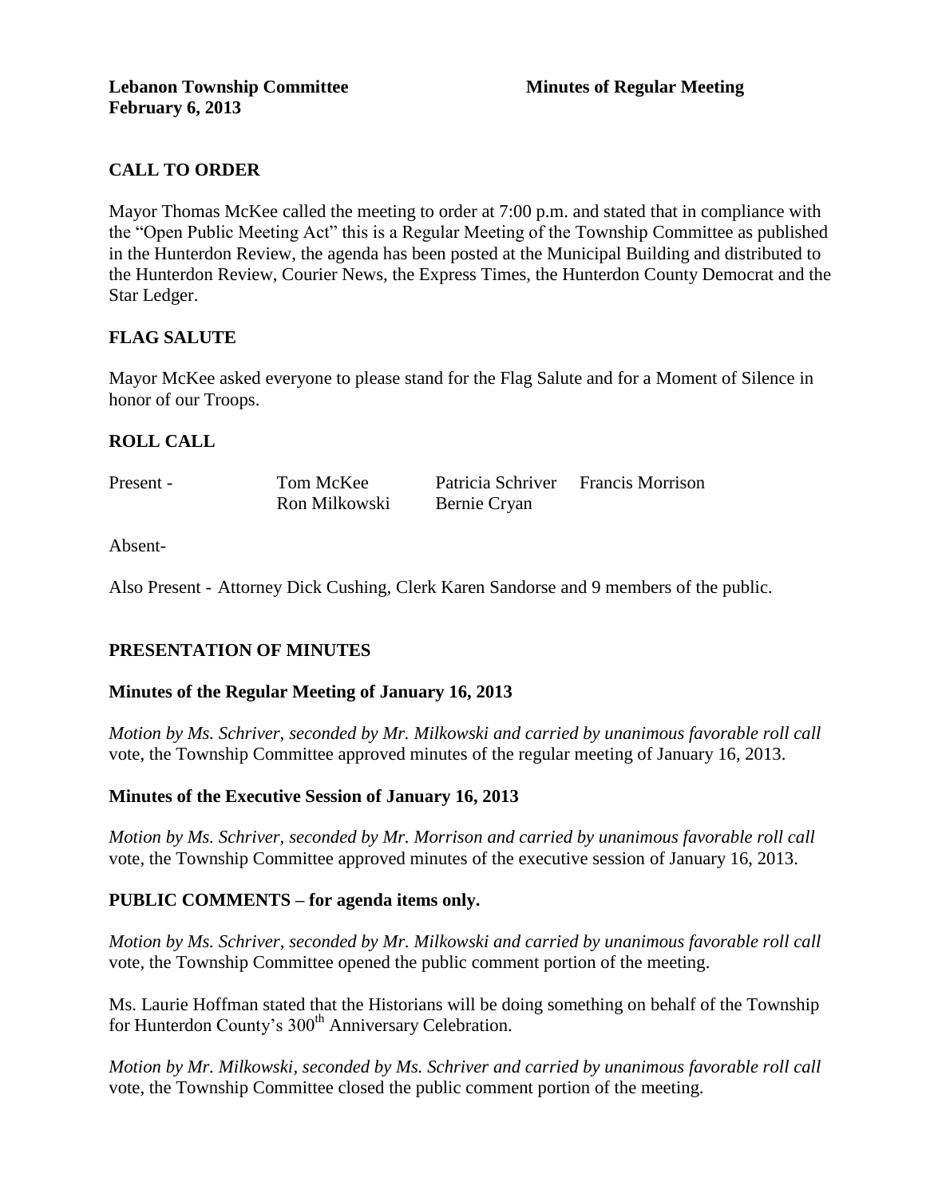**Lebanon Township Committee** **Minutes of Regular Meeting**
**February 6, 2013**

## CALL TO ORDER

Mayor Thomas McKee called the meeting to order at 7:00 p.m. and stated that in compliance with the "Open Public Meeting Act" this is a Regular Meeting of the Township Committee as published in the Hunterdon Review, the agenda has been posted at the Municipal Building and distributed to the Hunterdon Review, Courier News, the Express Times, the Hunterdon County Democrat and the Star Ledger.

## FLAG SALUTE

Mayor McKee asked everyone to please stand for the Flag Salute and for a Moment of Silence in honor of our Troops.

## ROLL CALL

| Present - | Tom McKee | Patricia Schriver | Francis Morrison |
|---|---|---|---|
| | Ron Milkowski | Bernie Cryan | |

Absent-

Also Present - Attorney Dick Cushing, Clerk Karen Sandorse and 9 members of the public.

## PRESENTATION OF MINUTES

### Minutes of the Regular Meeting of January 16, 2013

*Motion by Ms. Schriver, seconded by Mr. Milkowski and carried by unanimous favorable roll call* vote, the Township Committee approved minutes of the regular meeting of January 16, 2013.

### Minutes of the Executive Session of January 16, 2013

*Motion by Ms. Schriver, seconded by Mr. Morrison and carried by unanimous favorable roll call* vote, the Township Committee approved minutes of the executive session of January 16, 2013.

## PUBLIC COMMENTS – for agenda items only.

*Motion by Ms. Schriver, seconded by Mr. Milkowski and carried by unanimous favorable roll call* vote, the Township Committee opened the public comment portion of the meeting.

Ms. Laurie Hoffman stated that the Historians will be doing something on behalf of the Township for Hunterdon County's 300th Anniversary Celebration.

*Motion by Mr. Milkowski, seconded by Ms. Schriver and carried by unanimous favorable roll call* vote, the Township Committee closed the public comment portion of the meeting.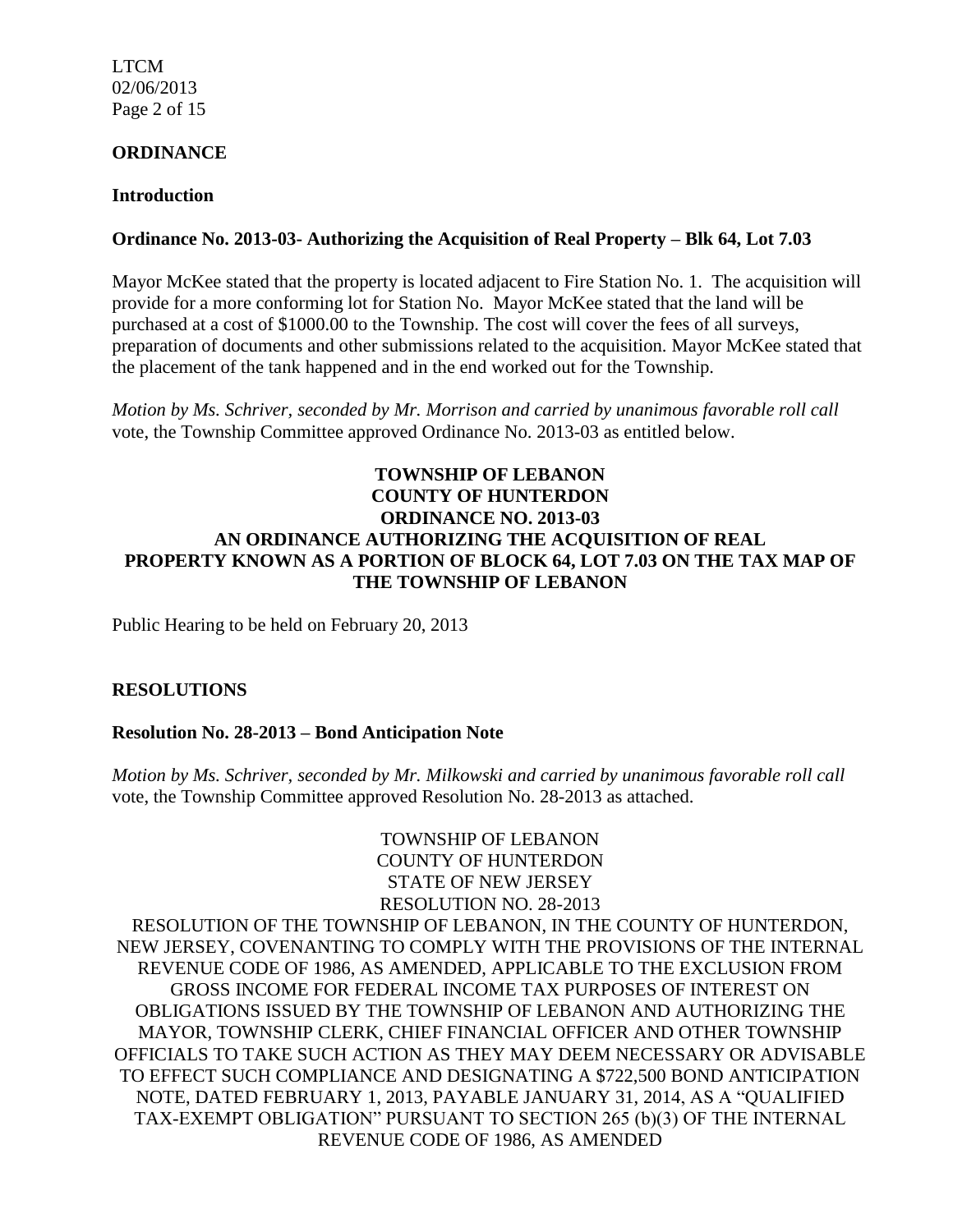**ORDINANCE**

**Introduction**

**Ordinance No. 2013-03- Authorizing the Acquisition of Real Property – Blk 64, Lot 7.03**

Mayor McKee stated that the property is located adjacent to Fire Station No. 1. The acquisition will provide for a more conforming lot for Station No. Mayor McKee stated that the land will be purchased at a cost of $1000.00 to the Township. The cost will cover the fees of all surveys, preparation of documents and other submissions related to the acquisition. Mayor McKee stated that the placement of the tank happened and in the end worked out for the Township.

*Motion by Ms. Schriver, seconded by Mr. Morrison and carried by unanimous favorable roll call* vote, the Township Committee approved Ordinance No. 2013-03 as entitled below.

**TOWNSHIP OF LEBANON**
**COUNTY OF HUNTERDON**
**ORDINANCE NO. 2013-03**
**AN ORDINANCE AUTHORIZING THE ACQUISITION OF REAL PROPERTY KNOWN AS A PORTION OF BLOCK 64, LOT 7.03 ON THE TAX MAP OF THE TOWNSHIP OF LEBANON**

Public Hearing to be held on February 20, 2013

**RESOLUTIONS**

**Resolution No. 28-2013 – Bond Anticipation Note**

*Motion by Ms. Schriver, seconded by Mr. Milkowski and carried by unanimous favorable roll call* vote, the Township Committee approved Resolution No. 28-2013 as attached.

TOWNSHIP OF LEBANON
COUNTY OF HUNTERDON
STATE OF NEW JERSEY
RESOLUTION NO. 28-2013

RESOLUTION OF THE TOWNSHIP OF LEBANON, IN THE COUNTY OF HUNTERDON, NEW JERSEY, COVENANTING TO COMPLY WITH THE PROVISIONS OF THE INTERNAL REVENUE CODE OF 1986, AS AMENDED, APPLICABLE TO THE EXCLUSION FROM GROSS INCOME FOR FEDERAL INCOME TAX PURPOSES OF INTEREST ON OBLIGATIONS ISSUED BY THE TOWNSHIP OF LEBANON AND AUTHORIZING THE MAYOR, TOWNSHIP CLERK, CHIEF FINANCIAL OFFICER AND OTHER TOWNSHIP OFFICIALS TO TAKE SUCH ACTION AS THEY MAY DEEM NECESSARY OR ADVISABLE TO EFFECT SUCH COMPLIANCE AND DESIGNATING A $722,500 BOND ANTICIPATION NOTE, DATED FEBRUARY 1, 2013, PAYABLE JANUARY 31, 2014, AS A "QUALIFIED TAX-EXEMPT OBLIGATION" PURSUANT TO SECTION 265 (b)(3) OF THE INTERNAL REVENUE CODE OF 1986, AS AMENDED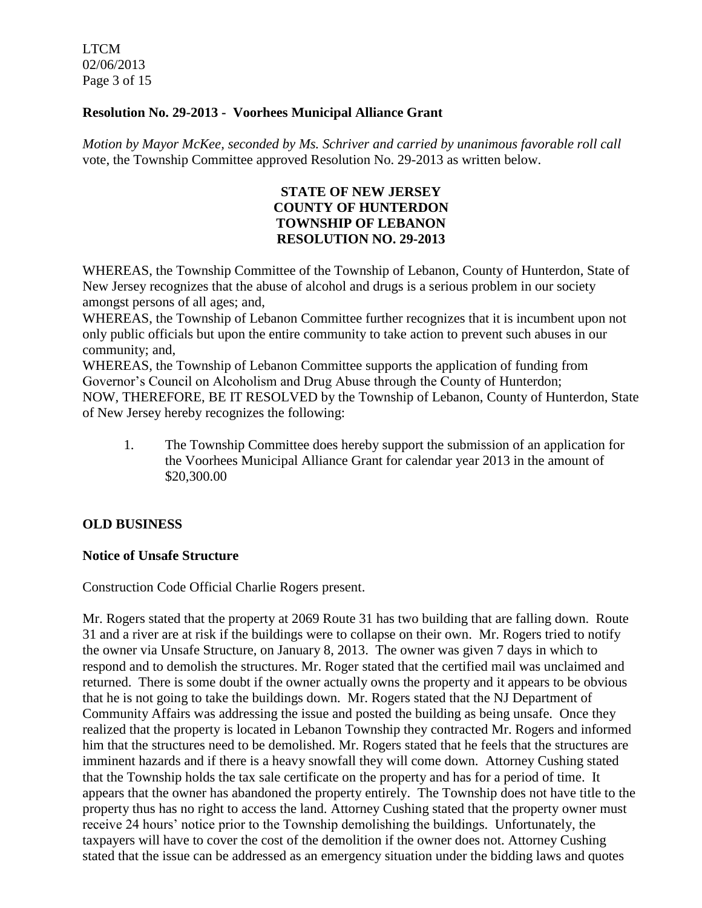**Resolution No. 29-2013 - Voorhees Municipal Alliance Grant**

*Motion by Mayor McKee, seconded by Ms. Schriver and carried by unanimous favorable roll call* vote, the Township Committee approved Resolution No. 29-2013 as written below.

**STATE OF NEW JERSEY**
**COUNTY OF HUNTERDON**
**TOWNSHIP OF LEBANON**
**RESOLUTION NO. 29-2013**

WHEREAS, the Township Committee of the Township of Lebanon, County of Hunterdon, State of New Jersey recognizes that the abuse of alcohol and drugs is a serious problem in our society amongst persons of all ages; and,
WHEREAS, the Township of Lebanon Committee further recognizes that it is incumbent upon not only public officials but upon the entire community to take action to prevent such abuses in our community; and,
WHEREAS, the Township of Lebanon Committee supports the application of funding from Governor's Council on Alcoholism and Drug Abuse through the County of Hunterdon;
NOW, THEREFORE, BE IT RESOLVED by the Township of Lebanon, County of Hunterdon, State of New Jersey hereby recognizes the following:

1. The Township Committee does hereby support the submission of an application for the Voorhees Municipal Alliance Grant for calendar year 2013 in the amount of $20,300.00

**OLD BUSINESS**

**Notice of Unsafe Structure**

Construction Code Official Charlie Rogers present.

Mr. Rogers stated that the property at 2069 Route 31 has two building that are falling down. Route 31 and a river are at risk if the buildings were to collapse on their own. Mr. Rogers tried to notify the owner via Unsafe Structure, on January 8, 2013. The owner was given 7 days in which to respond and to demolish the structures. Mr. Roger stated that the certified mail was unclaimed and returned. There is some doubt if the owner actually owns the property and it appears to be obvious that he is not going to take the buildings down. Mr. Rogers stated that the NJ Department of Community Affairs was addressing the issue and posted the building as being unsafe. Once they realized that the property is located in Lebanon Township they contracted Mr. Rogers and informed him that the structures need to be demolished. Mr. Rogers stated that he feels that the structures are imminent hazards and if there is a heavy snowfall they will come down. Attorney Cushing stated that the Township holds the tax sale certificate on the property and has for a period of time. It appears that the owner has abandoned the property entirely. The Township does not have title to the property thus has no right to access the land. Attorney Cushing stated that the property owner must receive 24 hours' notice prior to the Township demolishing the buildings. Unfortunately, the taxpayers will have to cover the cost of the demolition if the owner does not. Attorney Cushing stated that the issue can be addressed as an emergency situation under the bidding laws and quotes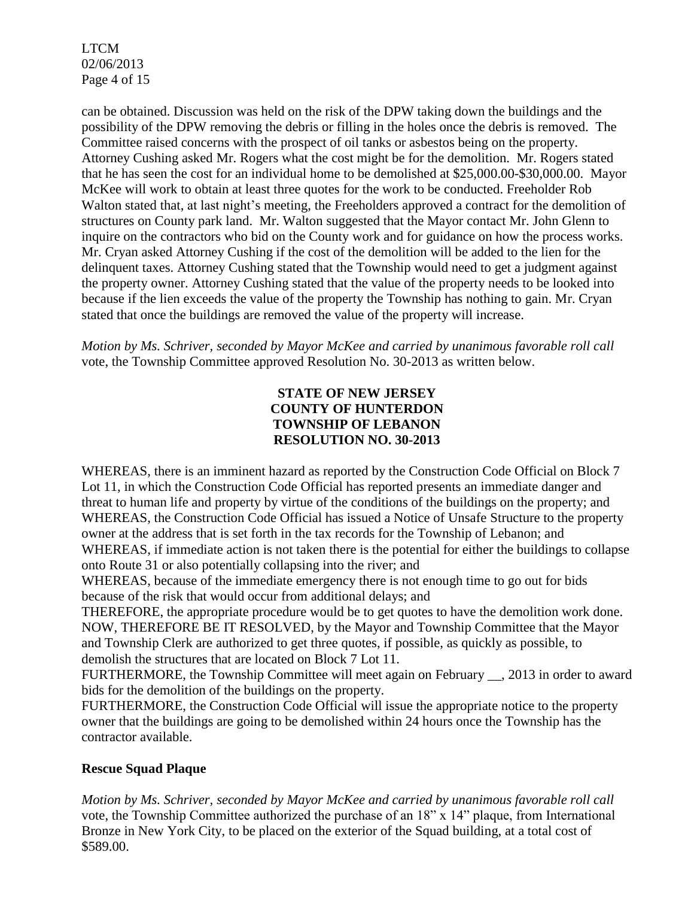can be obtained. Discussion was held on the risk of the DPW taking down the buildings and the possibility of the DPW removing the debris or filling in the holes once the debris is removed. The Committee raised concerns with the prospect of oil tanks or asbestos being on the property. Attorney Cushing asked Mr. Rogers what the cost might be for the demolition. Mr. Rogers stated that he has seen the cost for an individual home to be demolished at $25,000.00-$30,000.00. Mayor McKee will work to obtain at least three quotes for the work to be conducted. Freeholder Rob Walton stated that, at last night's meeting, the Freeholders approved a contract for the demolition of structures on County park land. Mr. Walton suggested that the Mayor contact Mr. John Glenn to inquire on the contractors who bid on the County work and for guidance on how the process works. Mr. Cryan asked Attorney Cushing if the cost of the demolition will be added to the lien for the delinquent taxes. Attorney Cushing stated that the Township would need to get a judgment against the property owner. Attorney Cushing stated that the value of the property needs to be looked into because if the lien exceeds the value of the property the Township has nothing to gain. Mr. Cryan stated that once the buildings are removed the value of the property will increase.

*Motion by Ms. Schriver, seconded by Mayor McKee and carried by unanimous favorable roll call* vote, the Township Committee approved Resolution No. 30-2013 as written below.

**STATE OF NEW JERSEY**
**COUNTY OF HUNTERDON**
**TOWNSHIP OF LEBANON**
**RESOLUTION NO. 30-2013**

WHEREAS, there is an imminent hazard as reported by the Construction Code Official on Block 7 Lot 11, in which the Construction Code Official has reported presents an immediate danger and threat to human life and property by virtue of the conditions of the buildings on the property; and
WHEREAS, the Construction Code Official has issued a Notice of Unsafe Structure to the property owner at the address that is set forth in the tax records for the Township of Lebanon; and
WHEREAS, if immediate action is not taken there is the potential for either the buildings to collapse onto Route 31 or also potentially collapsing into the river; and
WHEREAS, because of the immediate emergency there is not enough time to go out for bids because of the risk that would occur from additional delays; and
THEREFORE, the appropriate procedure would be to get quotes to have the demolition work done.
NOW, THEREFORE BE IT RESOLVED, by the Mayor and Township Committee that the Mayor and Township Clerk are authorized to get three quotes, if possible, as quickly as possible, to demolish the structures that are located on Block 7 Lot 11.
FURTHERMORE, the Township Committee will meet again on February __, 2013 in order to award bids for the demolition of the buildings on the property.
FURTHERMORE, the Construction Code Official will issue the appropriate notice to the property owner that the buildings are going to be demolished within 24 hours once the Township has the contractor available.

**Rescue Squad Plaque**

*Motion by Ms. Schriver, seconded by Mayor McKee and carried by unanimous favorable roll call* vote, the Township Committee authorized the purchase of an 18" x 14" plaque, from International Bronze in New York City, to be placed on the exterior of the Squad building, at a total cost of $589.00.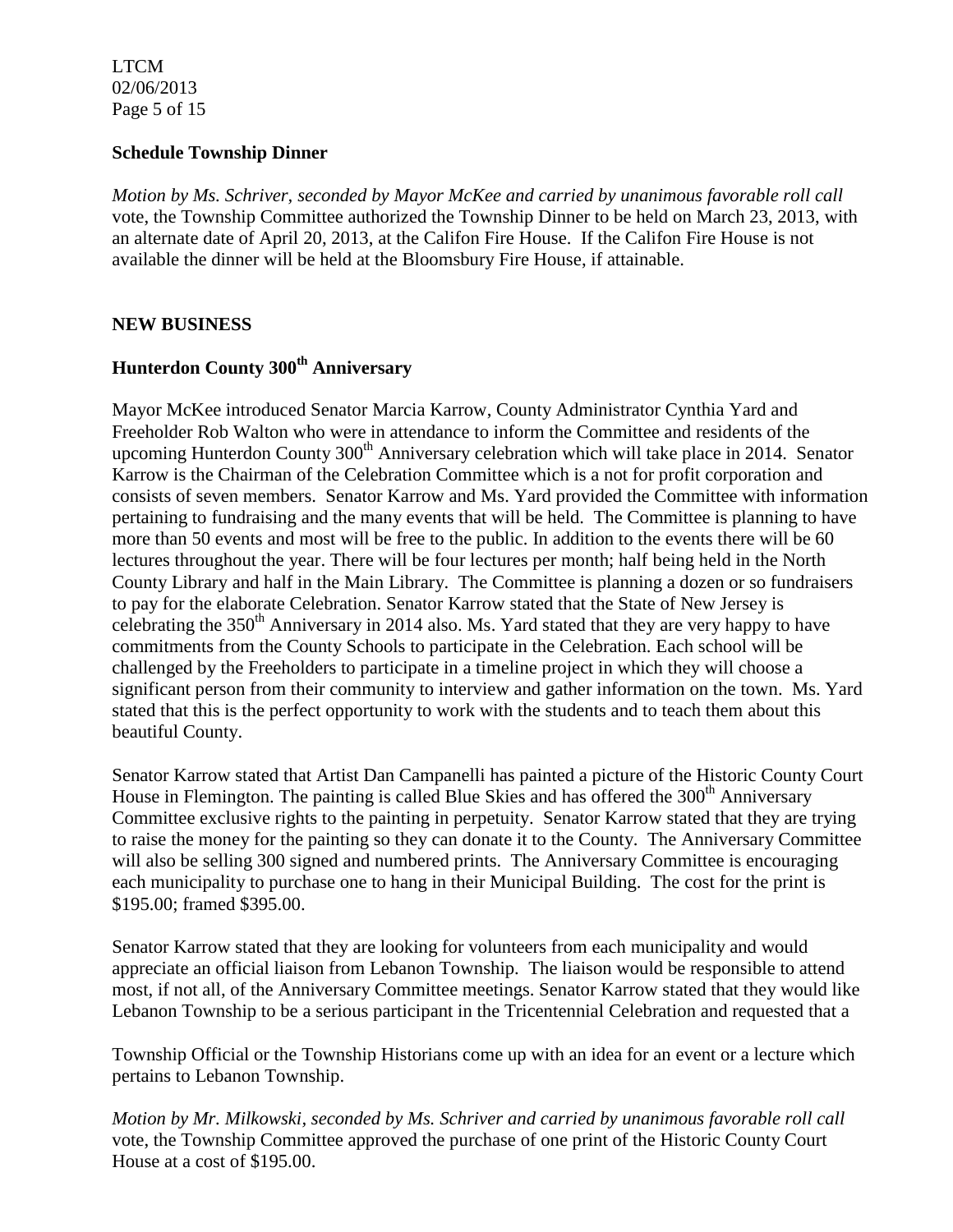**Schedule Township Dinner**

*Motion by Ms. Schriver, seconded by Mayor McKee and carried by unanimous favorable roll call* vote, the Township Committee authorized the Township Dinner to be held on March 23, 2013, with an alternate date of April 20, 2013, at the Califon Fire House. If the Califon Fire House is not available the dinner will be held at the Bloomsbury Fire House, if attainable.

**NEW BUSINESS**

**Hunterdon County 300th Anniversary**

Mayor McKee introduced Senator Marcia Karrow, County Administrator Cynthia Yard and Freeholder Rob Walton who were in attendance to inform the Committee and residents of the upcoming Hunterdon County 300th Anniversary celebration which will take place in 2014. Senator Karrow is the Chairman of the Celebration Committee which is a not for profit corporation and consists of seven members. Senator Karrow and Ms. Yard provided the Committee with information pertaining to fundraising and the many events that will be held. The Committee is planning to have more than 50 events and most will be free to the public. In addition to the events there will be 60 lectures throughout the year. There will be four lectures per month; half being held in the North County Library and half in the Main Library. The Committee is planning a dozen or so fundraisers to pay for the elaborate Celebration. Senator Karrow stated that the State of New Jersey is celebrating the 350th Anniversary in 2014 also. Ms. Yard stated that they are very happy to have commitments from the County Schools to participate in the Celebration. Each school will be challenged by the Freeholders to participate in a timeline project in which they will choose a significant person from their community to interview and gather information on the town. Ms. Yard stated that this is the perfect opportunity to work with the students and to teach them about this beautiful County.

Senator Karrow stated that Artist Dan Campanelli has painted a picture of the Historic County Court House in Flemington. The painting is called Blue Skies and has offered the 300th Anniversary Committee exclusive rights to the painting in perpetuity. Senator Karrow stated that they are trying to raise the money for the painting so they can donate it to the County. The Anniversary Committee will also be selling 300 signed and numbered prints. The Anniversary Committee is encouraging each municipality to purchase one to hang in their Municipal Building. The cost for the print is $195.00; framed $395.00.

Senator Karrow stated that they are looking for volunteers from each municipality and would appreciate an official liaison from Lebanon Township. The liaison would be responsible to attend most, if not all, of the Anniversary Committee meetings. Senator Karrow stated that they would like Lebanon Township to be a serious participant in the Tricentennial Celebration and requested that a Township Official or the Township Historians come up with an idea for an event or a lecture which pertains to Lebanon Township.

*Motion by Mr. Milkowski, seconded by Ms. Schriver and carried by unanimous favorable roll call* vote, the Township Committee approved the purchase of one print of the Historic County Court House at a cost of $195.00.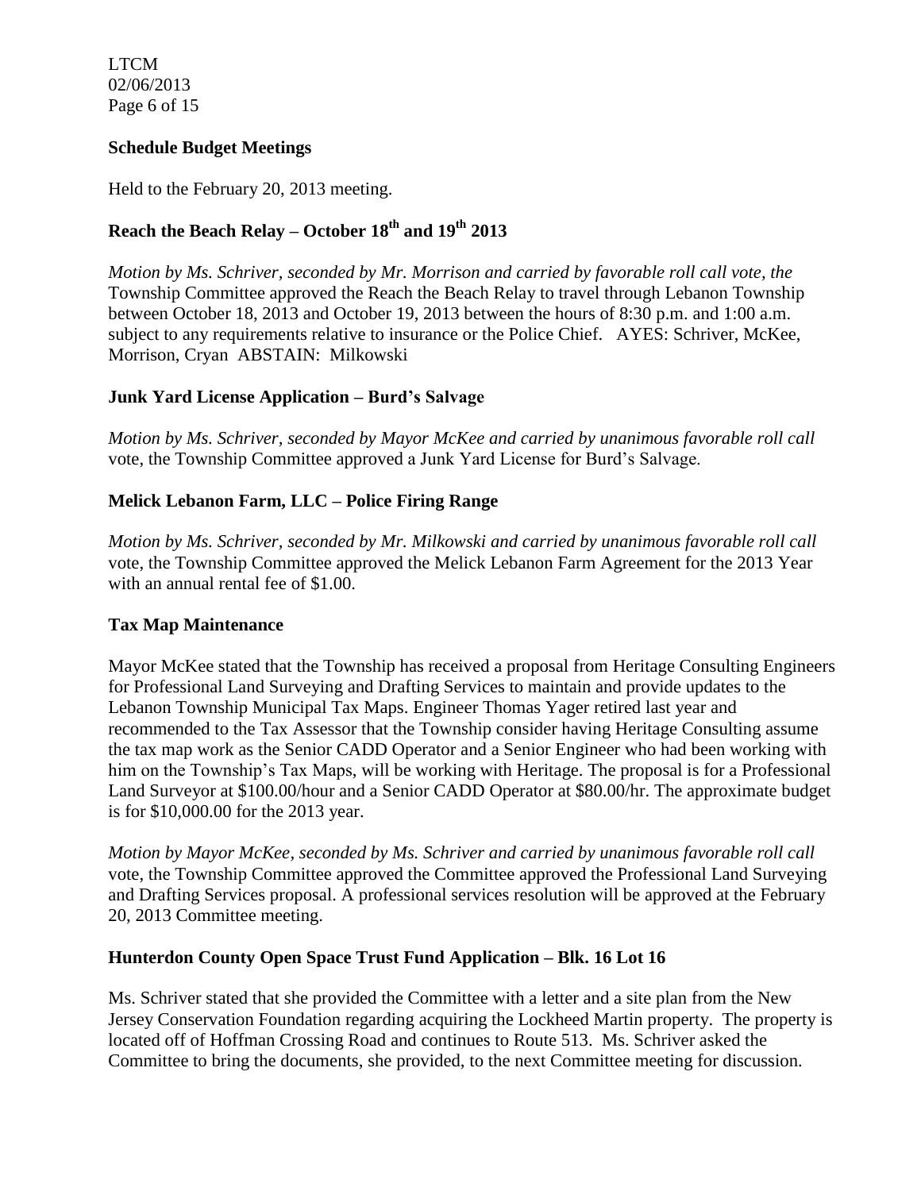**Schedule Budget Meetings**

Held to the February 20, 2013 meeting.

**Reach the Beach Relay – October 18th and 19th 2013**

*Motion by Ms. Schriver, seconded by Mr. Morrison and carried by favorable roll call vote, the* Township Committee approved the Reach the Beach Relay to travel through Lebanon Township between October 18, 2013 and October 19, 2013 between the hours of 8:30 p.m. and 1:00 a.m. subject to any requirements relative to insurance or the Police Chief. AYES: Schriver, McKee, Morrison, Cryan ABSTAIN: Milkowski

**Junk Yard License Application – Burd's Salvage**

*Motion by Ms. Schriver, seconded by Mayor McKee and carried by unanimous favorable roll call* vote, the Township Committee approved a Junk Yard License for Burd's Salvage.

**Melick Lebanon Farm, LLC – Police Firing Range**

*Motion by Ms. Schriver, seconded by Mr. Milkowski and carried by unanimous favorable roll call* vote, the Township Committee approved the Melick Lebanon Farm Agreement for the 2013 Year with an annual rental fee of $1.00.

**Tax Map Maintenance**

Mayor McKee stated that the Township has received a proposal from Heritage Consulting Engineers for Professional Land Surveying and Drafting Services to maintain and provide updates to the Lebanon Township Municipal Tax Maps. Engineer Thomas Yager retired last year and recommended to the Tax Assessor that the Township consider having Heritage Consulting assume the tax map work as the Senior CADD Operator and a Senior Engineer who had been working with him on the Township's Tax Maps, will be working with Heritage. The proposal is for a Professional Land Surveyor at $100.00/hour and a Senior CADD Operator at $80.00/hr. The approximate budget is for $10,000.00 for the 2013 year.

*Motion by Mayor McKee, seconded by Ms. Schriver and carried by unanimous favorable roll call* vote, the Township Committee approved the Committee approved the Professional Land Surveying and Drafting Services proposal. A professional services resolution will be approved at the February 20, 2013 Committee meeting.

**Hunterdon County Open Space Trust Fund Application – Blk. 16 Lot 16**

Ms. Schriver stated that she provided the Committee with a letter and a site plan from the New Jersey Conservation Foundation regarding acquiring the Lockheed Martin property. The property is located off of Hoffman Crossing Road and continues to Route 513. Ms. Schriver asked the Committee to bring the documents, she provided, to the next Committee meeting for discussion.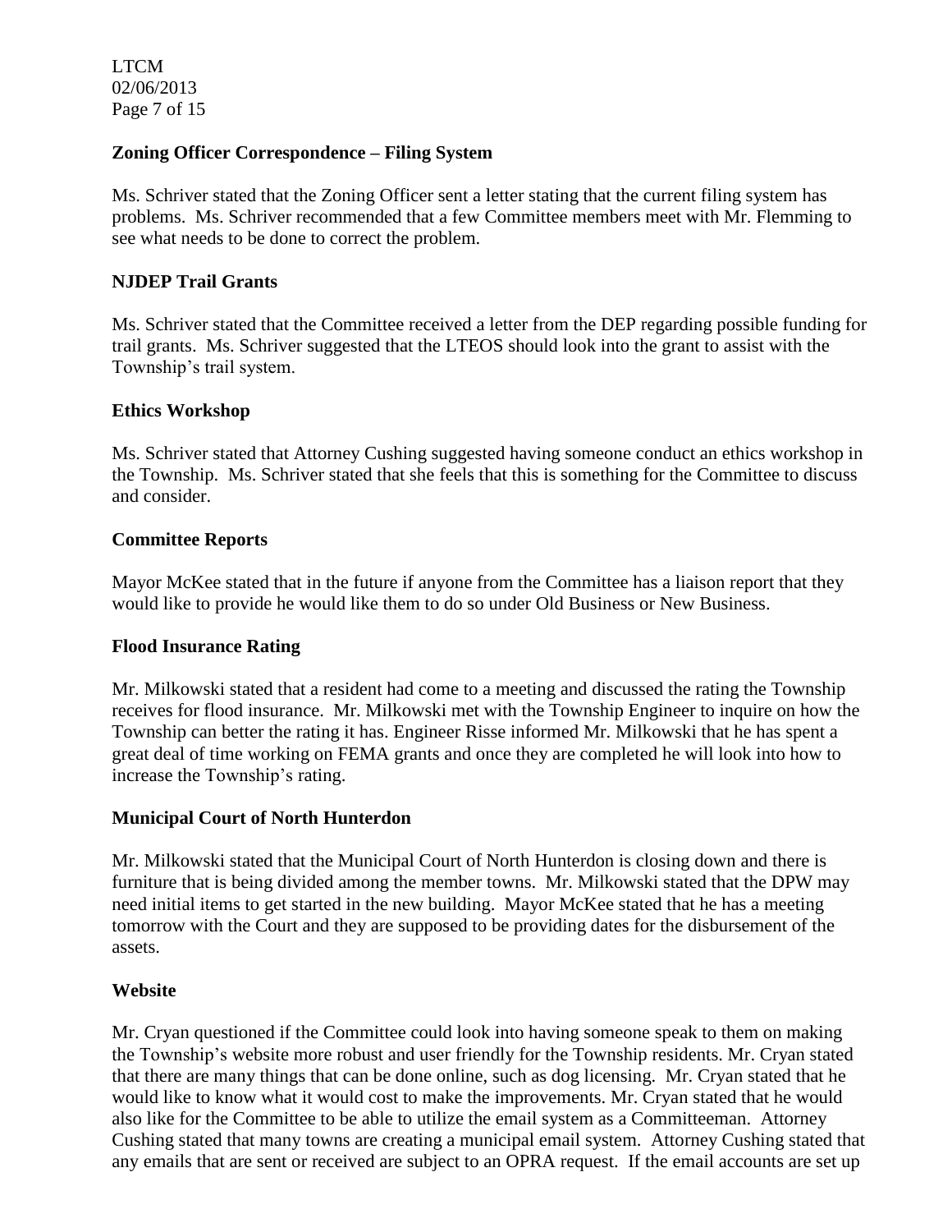**Zoning Officer Correspondence – Filing System**

Ms. Schriver stated that the Zoning Officer sent a letter stating that the current filing system has problems. Ms. Schriver recommended that a few Committee members meet with Mr. Flemming to see what needs to be done to correct the problem.

**NJDEP Trail Grants**

Ms. Schriver stated that the Committee received a letter from the DEP regarding possible funding for trail grants. Ms. Schriver suggested that the LTEOS should look into the grant to assist with the Township's trail system.

**Ethics Workshop**

Ms. Schriver stated that Attorney Cushing suggested having someone conduct an ethics workshop in the Township. Ms. Schriver stated that she feels that this is something for the Committee to discuss and consider.

**Committee Reports**

Mayor McKee stated that in the future if anyone from the Committee has a liaison report that they would like to provide he would like them to do so under Old Business or New Business.

**Flood Insurance Rating**

Mr. Milkowski stated that a resident had come to a meeting and discussed the rating the Township receives for flood insurance. Mr. Milkowski met with the Township Engineer to inquire on how the Township can better the rating it has. Engineer Risse informed Mr. Milkowski that he has spent a great deal of time working on FEMA grants and once they are completed he will look into how to increase the Township's rating.

**Municipal Court of North Hunterdon**

Mr. Milkowski stated that the Municipal Court of North Hunterdon is closing down and there is furniture that is being divided among the member towns. Mr. Milkowski stated that the DPW may need initial items to get started in the new building. Mayor McKee stated that he has a meeting tomorrow with the Court and they are supposed to be providing dates for the disbursement of the assets.

**Website**

Mr. Cryan questioned if the Committee could look into having someone speak to them on making the Township's website more robust and user friendly for the Township residents. Mr. Cryan stated that there are many things that can be done online, such as dog licensing. Mr. Cryan stated that he would like to know what it would cost to make the improvements. Mr. Cryan stated that he would also like for the Committee to be able to utilize the email system as a Committeeman. Attorney Cushing stated that many towns are creating a municipal email system. Attorney Cushing stated that any emails that are sent or received are subject to an OPRA request. If the email accounts are set up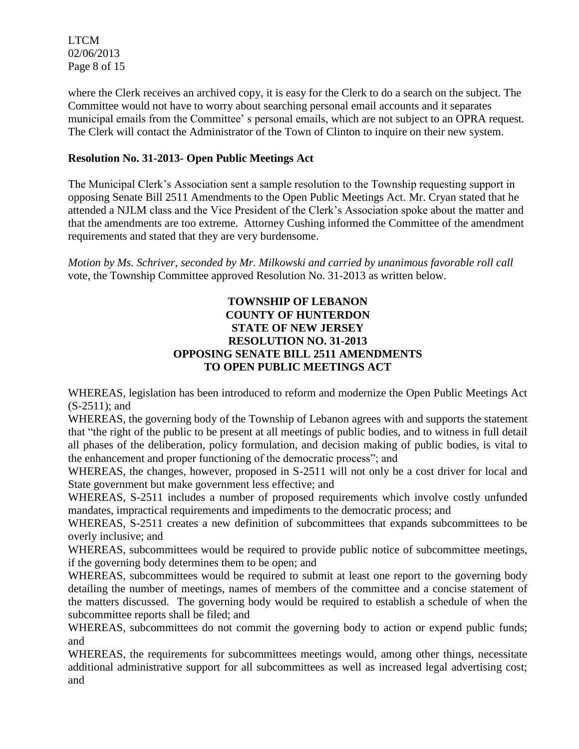where the Clerk receives an archived copy, it is easy for the Clerk to do a search on the subject. The Committee would not have to worry about searching personal email accounts and it separates municipal emails from the Committee' s personal emails, which are not subject to an OPRA request. The Clerk will contact the Administrator of the Town of Clinton to inquire on their new system.

**Resolution No. 31-2013- Open Public Meetings Act**

The Municipal Clerk's Association sent a sample resolution to the Township requesting support in opposing Senate Bill 2511 Amendments to the Open Public Meetings Act. Mr. Cryan stated that he attended a NJLM class and the Vice President of the Clerk's Association spoke about the matter and that the amendments are too extreme. Attorney Cushing informed the Committee of the amendment requirements and stated that they are very burdensome.

*Motion by Ms. Schriver, seconded by Mr. Milkowski and carried by unanimous favorable roll call* vote, the Township Committee approved Resolution No. 31-2013 as written below.

**TOWNSHIP OF LEBANON**
**COUNTY OF HUNTERDON**
**STATE OF NEW JERSEY**
**RESOLUTION NO. 31-2013**
**OPPOSING SENATE BILL 2511 AMENDMENTS**
**TO OPEN PUBLIC MEETINGS ACT**

WHEREAS, legislation has been introduced to reform and modernize the Open Public Meetings Act (S-2511); and

WHEREAS, the governing body of the Township of Lebanon agrees with and supports the statement that "the right of the public to be present at all meetings of public bodies, and to witness in full detail all phases of the deliberation, policy formulation, and decision making of public bodies, is vital to the enhancement and proper functioning of the democratic process"; and

WHEREAS, the changes, however, proposed in S-2511 will not only be a cost driver for local and State government but make government less effective; and

WHEREAS, S-2511 includes a number of proposed requirements which involve costly unfunded mandates, impractical requirements and impediments to the democratic process; and

WHEREAS, S-2511 creates a new definition of subcommittees that expands subcommittees to be overly inclusive; and

WHEREAS, subcommittees would be required to provide public notice of subcommittee meetings, if the governing body determines them to be open; and

WHEREAS, subcommittees would be required to submit at least one report to the governing body detailing the number of meetings, names of members of the committee and a concise statement of the matters discussed. The governing body would be required to establish a schedule of when the subcommittee reports shall be filed; and

WHEREAS, subcommittees do not commit the governing body to action or expend public funds; and

WHEREAS, the requirements for subcommittees meetings would, among other things, necessitate additional administrative support for all subcommittees as well as increased legal advertising cost; and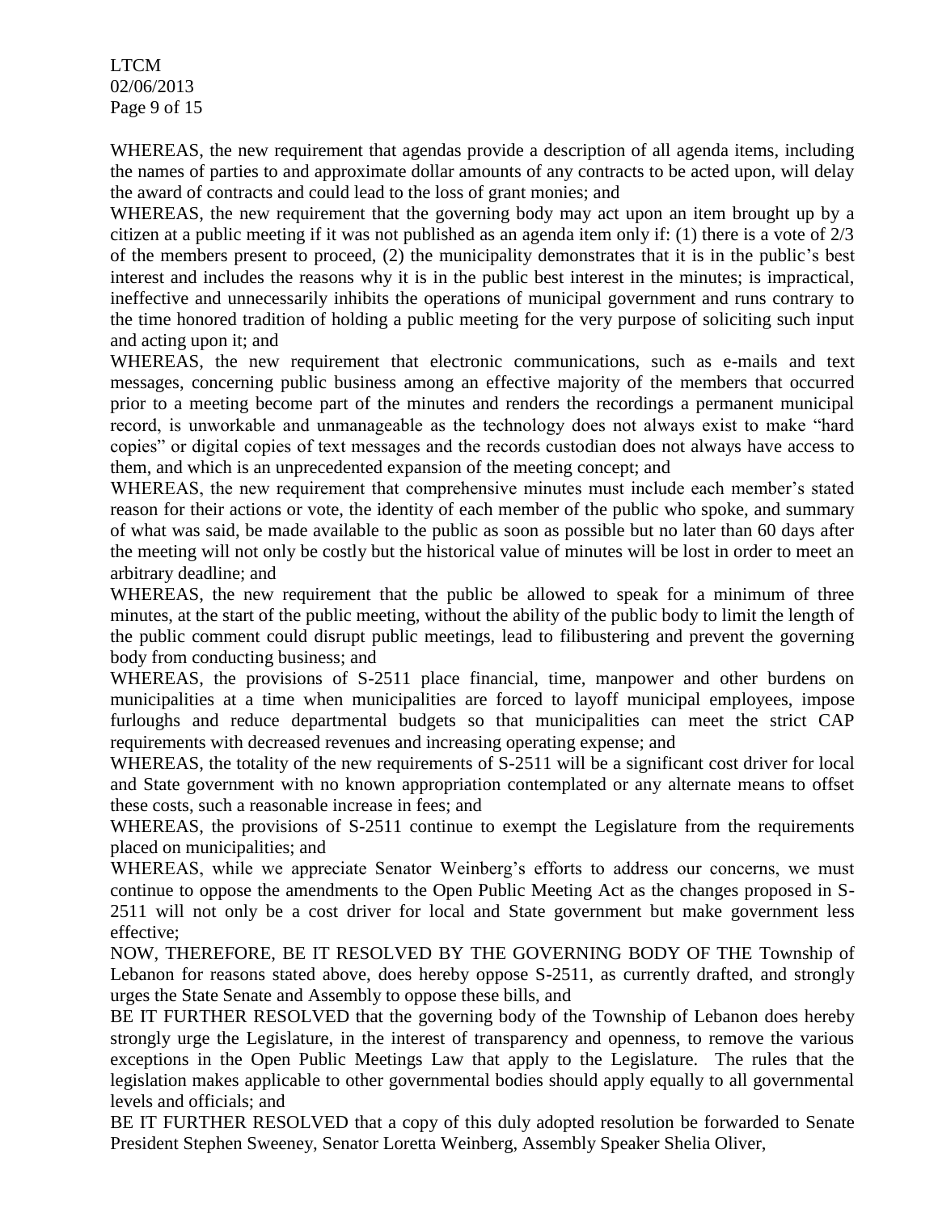WHEREAS, the new requirement that agendas provide a description of all agenda items, including the names of parties to and approximate dollar amounts of any contracts to be acted upon, will delay the award of contracts and could lead to the loss of grant monies; and

WHEREAS, the new requirement that the governing body may act upon an item brought up by a citizen at a public meeting if it was not published as an agenda item only if: (1) there is a vote of 2/3 of the members present to proceed, (2) the municipality demonstrates that it is in the public's best interest and includes the reasons why it is in the public best interest in the minutes; is impractical, ineffective and unnecessarily inhibits the operations of municipal government and runs contrary to the time honored tradition of holding a public meeting for the very purpose of soliciting such input and acting upon it; and

WHEREAS, the new requirement that electronic communications, such as e-mails and text messages, concerning public business among an effective majority of the members that occurred prior to a meeting become part of the minutes and renders the recordings a permanent municipal record, is unworkable and unmanageable as the technology does not always exist to make "hard copies" or digital copies of text messages and the records custodian does not always have access to them, and which is an unprecedented expansion of the meeting concept; and

WHEREAS, the new requirement that comprehensive minutes must include each member's stated reason for their actions or vote, the identity of each member of the public who spoke, and summary of what was said, be made available to the public as soon as possible but no later than 60 days after the meeting will not only be costly but the historical value of minutes will be lost in order to meet an arbitrary deadline; and

WHEREAS, the new requirement that the public be allowed to speak for a minimum of three minutes, at the start of the public meeting, without the ability of the public body to limit the length of the public comment could disrupt public meetings, lead to filibustering and prevent the governing body from conducting business; and

WHEREAS, the provisions of S-2511 place financial, time, manpower and other burdens on municipalities at a time when municipalities are forced to layoff municipal employees, impose furloughs and reduce departmental budgets so that municipalities can meet the strict CAP requirements with decreased revenues and increasing operating expense; and

WHEREAS, the totality of the new requirements of S-2511 will be a significant cost driver for local and State government with no known appropriation contemplated or any alternate means to offset these costs, such a reasonable increase in fees; and

WHEREAS, the provisions of S-2511 continue to exempt the Legislature from the requirements placed on municipalities; and

WHEREAS, while we appreciate Senator Weinberg's efforts to address our concerns, we must continue to oppose the amendments to the Open Public Meeting Act as the changes proposed in S-2511 will not only be a cost driver for local and State government but make government less effective;

NOW, THEREFORE, BE IT RESOLVED BY THE GOVERNING BODY OF THE Township of Lebanon for reasons stated above, does hereby oppose S-2511, as currently drafted, and strongly urges the State Senate and Assembly to oppose these bills, and

BE IT FURTHER RESOLVED that the governing body of the Township of Lebanon does hereby strongly urge the Legislature, in the interest of transparency and openness, to remove the various exceptions in the Open Public Meetings Law that apply to the Legislature. The rules that the legislation makes applicable to other governmental bodies should apply equally to all governmental levels and officials; and

BE IT FURTHER RESOLVED that a copy of this duly adopted resolution be forwarded to Senate President Stephen Sweeney, Senator Loretta Weinberg, Assembly Speaker Shelia Oliver,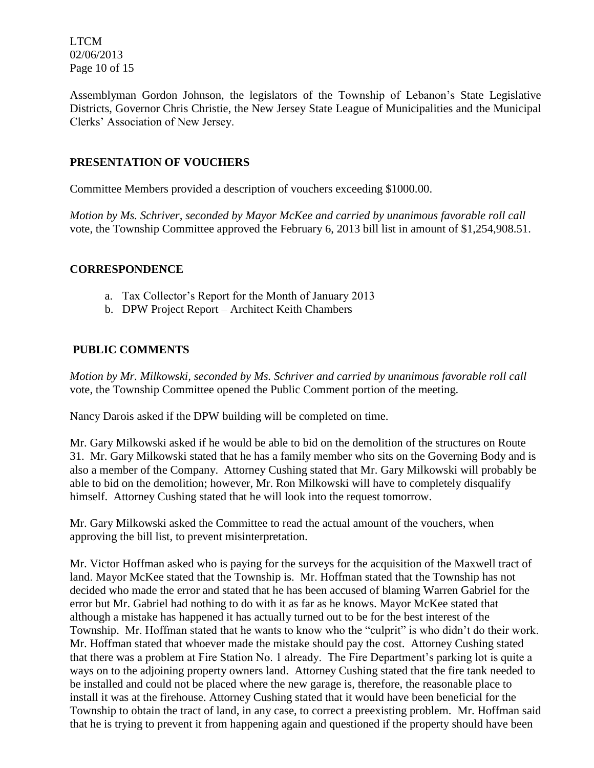Assemblyman Gordon Johnson, the legislators of the Township of Lebanon's State Legislative Districts, Governor Chris Christie, the New Jersey State League of Municipalities and the Municipal Clerks' Association of New Jersey.

## PRESENTATION OF VOUCHERS

Committee Members provided a description of vouchers exceeding $1000.00.

*Motion by Ms. Schriver, seconded by Mayor McKee and carried by unanimous favorable roll call* vote, the Township Committee approved the February 6, 2013 bill list in amount of $1,254,908.51.

## CORRESPONDENCE

a. Tax Collector's Report for the Month of January 2013
b. DPW Project Report – Architect Keith Chambers

## PUBLIC COMMENTS

*Motion by Mr. Milkowski, seconded by Ms. Schriver and carried by unanimous favorable roll call* vote, the Township Committee opened the Public Comment portion of the meeting.

Nancy Darois asked if the DPW building will be completed on time.

Mr. Gary Milkowski asked if he would be able to bid on the demolition of the structures on Route 31. Mr. Gary Milkowski stated that he has a family member who sits on the Governing Body and is also a member of the Company. Attorney Cushing stated that Mr. Gary Milkowski will probably be able to bid on the demolition; however, Mr. Ron Milkowski will have to completely disqualify himself. Attorney Cushing stated that he will look into the request tomorrow.

Mr. Gary Milkowski asked the Committee to read the actual amount of the vouchers, when approving the bill list, to prevent misinterpretation.

Mr. Victor Hoffman asked who is paying for the surveys for the acquisition of the Maxwell tract of land. Mayor McKee stated that the Township is. Mr. Hoffman stated that the Township has not decided who made the error and stated that he has been accused of blaming Warren Gabriel for the error but Mr. Gabriel had nothing to do with it as far as he knows. Mayor McKee stated that although a mistake has happened it has actually turned out to be for the best interest of the Township. Mr. Hoffman stated that he wants to know who the "culprit" is who didn't do their work. Mr. Hoffman stated that whoever made the mistake should pay the cost. Attorney Cushing stated that there was a problem at Fire Station No. 1 already. The Fire Department's parking lot is quite a ways on to the adjoining property owners land. Attorney Cushing stated that the fire tank needed to be installed and could not be placed where the new garage is, therefore, the reasonable place to install it was at the firehouse. Attorney Cushing stated that it would have been beneficial for the Township to obtain the tract of land, in any case, to correct a preexisting problem. Mr. Hoffman said that he is trying to prevent it from happening again and questioned if the property should have been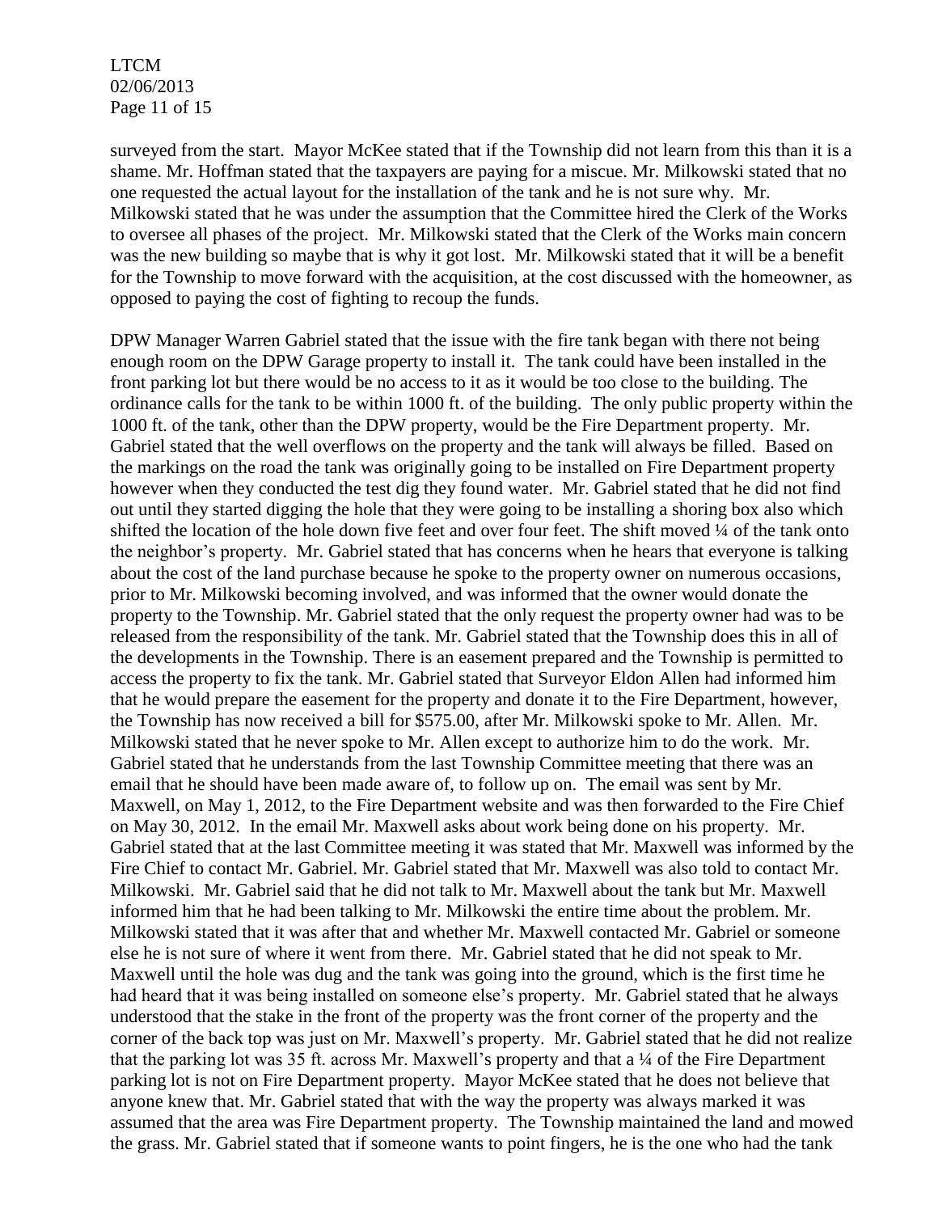surveyed from the start. Mayor McKee stated that if the Township did not learn from this than it is a shame. Mr. Hoffman stated that the taxpayers are paying for a miscue. Mr. Milkowski stated that no one requested the actual layout for the installation of the tank and he is not sure why. Mr. Milkowski stated that he was under the assumption that the Committee hired the Clerk of the Works to oversee all phases of the project. Mr. Milkowski stated that the Clerk of the Works main concern was the new building so maybe that is why it got lost. Mr. Milkowski stated that it will be a benefit for the Township to move forward with the acquisition, at the cost discussed with the homeowner, as opposed to paying the cost of fighting to recoup the funds.

DPW Manager Warren Gabriel stated that the issue with the fire tank began with there not being enough room on the DPW Garage property to install it. The tank could have been installed in the front parking lot but there would be no access to it as it would be too close to the building. The ordinance calls for the tank to be within 1000 ft. of the building. The only public property within the 1000 ft. of the tank, other than the DPW property, would be the Fire Department property. Mr. Gabriel stated that the well overflows on the property and the tank will always be filled. Based on the markings on the road the tank was originally going to be installed on Fire Department property however when they conducted the test dig they found water. Mr. Gabriel stated that he did not find out until they started digging the hole that they were going to be installing a shoring box also which shifted the location of the hole down five feet and over four feet. The shift moved ¼ of the tank onto the neighbor's property. Mr. Gabriel stated that has concerns when he hears that everyone is talking about the cost of the land purchase because he spoke to the property owner on numerous occasions, prior to Mr. Milkowski becoming involved, and was informed that the owner would donate the property to the Township. Mr. Gabriel stated that the only request the property owner had was to be released from the responsibility of the tank. Mr. Gabriel stated that the Township does this in all of the developments in the Township. There is an easement prepared and the Township is permitted to access the property to fix the tank. Mr. Gabriel stated that Surveyor Eldon Allen had informed him that he would prepare the easement for the property and donate it to the Fire Department, however, the Township has now received a bill for $575.00, after Mr. Milkowski spoke to Mr. Allen. Mr. Milkowski stated that he never spoke to Mr. Allen except to authorize him to do the work. Mr. Gabriel stated that he understands from the last Township Committee meeting that there was an email that he should have been made aware of, to follow up on. The email was sent by Mr. Maxwell, on May 1, 2012, to the Fire Department website and was then forwarded to the Fire Chief on May 30, 2012. In the email Mr. Maxwell asks about work being done on his property. Mr. Gabriel stated that at the last Committee meeting it was stated that Mr. Maxwell was informed by the Fire Chief to contact Mr. Gabriel. Mr. Gabriel stated that Mr. Maxwell was also told to contact Mr. Milkowski. Mr. Gabriel said that he did not talk to Mr. Maxwell about the tank but Mr. Maxwell informed him that he had been talking to Mr. Milkowski the entire time about the problem. Mr. Milkowski stated that it was after that and whether Mr. Maxwell contacted Mr. Gabriel or someone else he is not sure of where it went from there. Mr. Gabriel stated that he did not speak to Mr. Maxwell until the hole was dug and the tank was going into the ground, which is the first time he had heard that it was being installed on someone else's property. Mr. Gabriel stated that he always understood that the stake in the front of the property was the front corner of the property and the corner of the back top was just on Mr. Maxwell's property. Mr. Gabriel stated that he did not realize that the parking lot was 35 ft. across Mr. Maxwell's property and that a ¼ of the Fire Department parking lot is not on Fire Department property. Mayor McKee stated that he does not believe that anyone knew that. Mr. Gabriel stated that with the way the property was always marked it was assumed that the area was Fire Department property. The Township maintained the land and mowed the grass. Mr. Gabriel stated that if someone wants to point fingers, he is the one who had the tank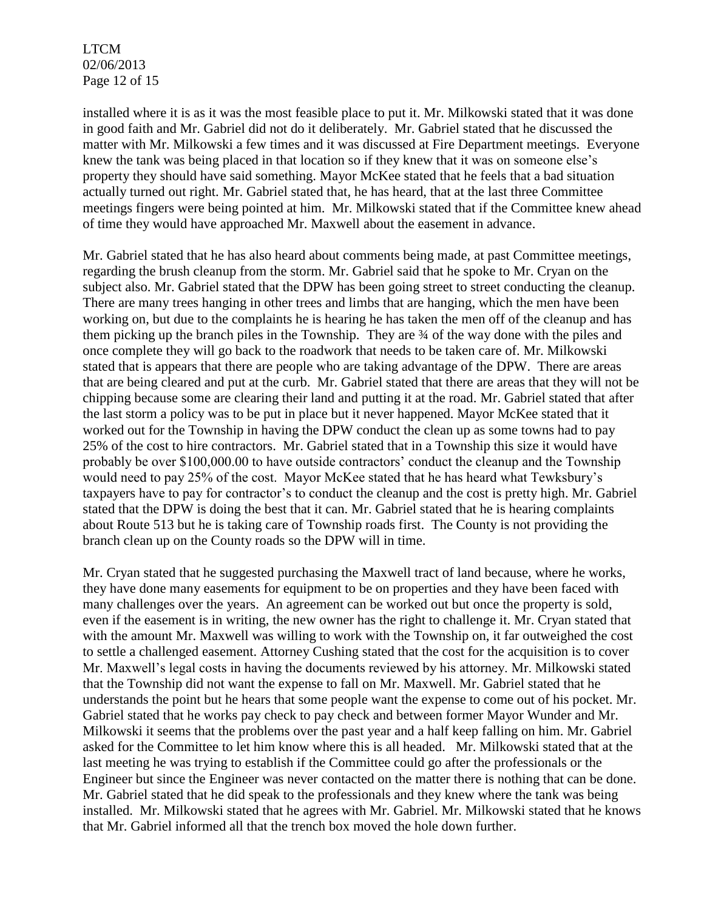installed where it is as it was the most feasible place to put it. Mr. Milkowski stated that it was done in good faith and Mr. Gabriel did not do it deliberately. Mr. Gabriel stated that he discussed the matter with Mr. Milkowski a few times and it was discussed at Fire Department meetings. Everyone knew the tank was being placed in that location so if they knew that it was on someone else's property they should have said something. Mayor McKee stated that he feels that a bad situation actually turned out right. Mr. Gabriel stated that, he has heard, that at the last three Committee meetings fingers were being pointed at him. Mr. Milkowski stated that if the Committee knew ahead of time they would have approached Mr. Maxwell about the easement in advance.

Mr. Gabriel stated that he has also heard about comments being made, at past Committee meetings, regarding the brush cleanup from the storm. Mr. Gabriel said that he spoke to Mr. Cryan on the subject also. Mr. Gabriel stated that the DPW has been going street to street conducting the cleanup. There are many trees hanging in other trees and limbs that are hanging, which the men have been working on, but due to the complaints he is hearing he has taken the men off of the cleanup and has them picking up the branch piles in the Township. They are ¾ of the way done with the piles and once complete they will go back to the roadwork that needs to be taken care of. Mr. Milkowski stated that is appears that there are people who are taking advantage of the DPW. There are areas that are being cleared and put at the curb. Mr. Gabriel stated that there are areas that they will not be chipping because some are clearing their land and putting it at the road. Mr. Gabriel stated that after the last storm a policy was to be put in place but it never happened. Mayor McKee stated that it worked out for the Township in having the DPW conduct the clean up as some towns had to pay 25% of the cost to hire contractors. Mr. Gabriel stated that in a Township this size it would have probably be over $100,000.00 to have outside contractors' conduct the cleanup and the Township would need to pay 25% of the cost. Mayor McKee stated that he has heard what Tewksbury's taxpayers have to pay for contractor's to conduct the cleanup and the cost is pretty high. Mr. Gabriel stated that the DPW is doing the best that it can. Mr. Gabriel stated that he is hearing complaints about Route 513 but he is taking care of Township roads first. The County is not providing the branch clean up on the County roads so the DPW will in time.

Mr. Cryan stated that he suggested purchasing the Maxwell tract of land because, where he works, they have done many easements for equipment to be on properties and they have been faced with many challenges over the years. An agreement can be worked out but once the property is sold, even if the easement is in writing, the new owner has the right to challenge it. Mr. Cryan stated that with the amount Mr. Maxwell was willing to work with the Township on, it far outweighed the cost to settle a challenged easement. Attorney Cushing stated that the cost for the acquisition is to cover Mr. Maxwell's legal costs in having the documents reviewed by his attorney. Mr. Milkowski stated that the Township did not want the expense to fall on Mr. Maxwell. Mr. Gabriel stated that he understands the point but he hears that some people want the expense to come out of his pocket. Mr. Gabriel stated that he works pay check to pay check and between former Mayor Wunder and Mr. Milkowski it seems that the problems over the past year and a half keep falling on him. Mr. Gabriel asked for the Committee to let him know where this is all headed. Mr. Milkowski stated that at the last meeting he was trying to establish if the Committee could go after the professionals or the Engineer but since the Engineer was never contacted on the matter there is nothing that can be done. Mr. Gabriel stated that he did speak to the professionals and they knew where the tank was being installed. Mr. Milkowski stated that he agrees with Mr. Gabriel. Mr. Milkowski stated that he knows that Mr. Gabriel informed all that the trench box moved the hole down further.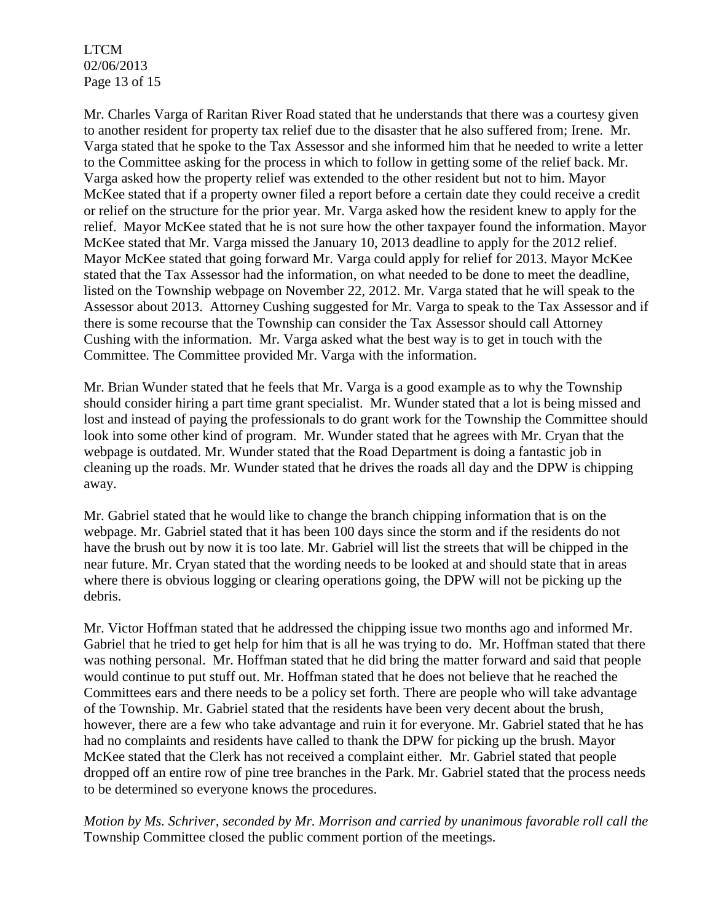Mr. Charles Varga of Raritan River Road stated that he understands that there was a courtesy given to another resident for property tax relief due to the disaster that he also suffered from; Irene. Mr. Varga stated that he spoke to the Tax Assessor and she informed him that he needed to write a letter to the Committee asking for the process in which to follow in getting some of the relief back. Mr. Varga asked how the property relief was extended to the other resident but not to him. Mayor McKee stated that if a property owner filed a report before a certain date they could receive a credit or relief on the structure for the prior year. Mr. Varga asked how the resident knew to apply for the relief. Mayor McKee stated that he is not sure how the other taxpayer found the information. Mayor McKee stated that Mr. Varga missed the January 10, 2013 deadline to apply for the 2012 relief. Mayor McKee stated that going forward Mr. Varga could apply for relief for 2013. Mayor McKee stated that the Tax Assessor had the information, on what needed to be done to meet the deadline, listed on the Township webpage on November 22, 2012. Mr. Varga stated that he will speak to the Assessor about 2013. Attorney Cushing suggested for Mr. Varga to speak to the Tax Assessor and if there is some recourse that the Township can consider the Tax Assessor should call Attorney Cushing with the information. Mr. Varga asked what the best way is to get in touch with the Committee. The Committee provided Mr. Varga with the information.

Mr. Brian Wunder stated that he feels that Mr. Varga is a good example as to why the Township should consider hiring a part time grant specialist. Mr. Wunder stated that a lot is being missed and lost and instead of paying the professionals to do grant work for the Township the Committee should look into some other kind of program. Mr. Wunder stated that he agrees with Mr. Cryan that the webpage is outdated. Mr. Wunder stated that the Road Department is doing a fantastic job in cleaning up the roads. Mr. Wunder stated that he drives the roads all day and the DPW is chipping away.

Mr. Gabriel stated that he would like to change the branch chipping information that is on the webpage. Mr. Gabriel stated that it has been 100 days since the storm and if the residents do not have the brush out by now it is too late. Mr. Gabriel will list the streets that will be chipped in the near future. Mr. Cryan stated that the wording needs to be looked at and should state that in areas where there is obvious logging or clearing operations going, the DPW will not be picking up the debris.

Mr. Victor Hoffman stated that he addressed the chipping issue two months ago and informed Mr. Gabriel that he tried to get help for him that is all he was trying to do. Mr. Hoffman stated that there was nothing personal. Mr. Hoffman stated that he did bring the matter forward and said that people would continue to put stuff out. Mr. Hoffman stated that he does not believe that he reached the Committees ears and there needs to be a policy set forth. There are people who will take advantage of the Township. Mr. Gabriel stated that the residents have been very decent about the brush, however, there are a few who take advantage and ruin it for everyone. Mr. Gabriel stated that he has had no complaints and residents have called to thank the DPW for picking up the brush. Mayor McKee stated that the Clerk has not received a complaint either. Mr. Gabriel stated that people dropped off an entire row of pine tree branches in the Park. Mr. Gabriel stated that the process needs to be determined so everyone knows the procedures.

*Motion by Ms. Schriver, seconded by Mr. Morrison and carried by unanimous favorable roll call the* Township Committee closed the public comment portion of the meetings.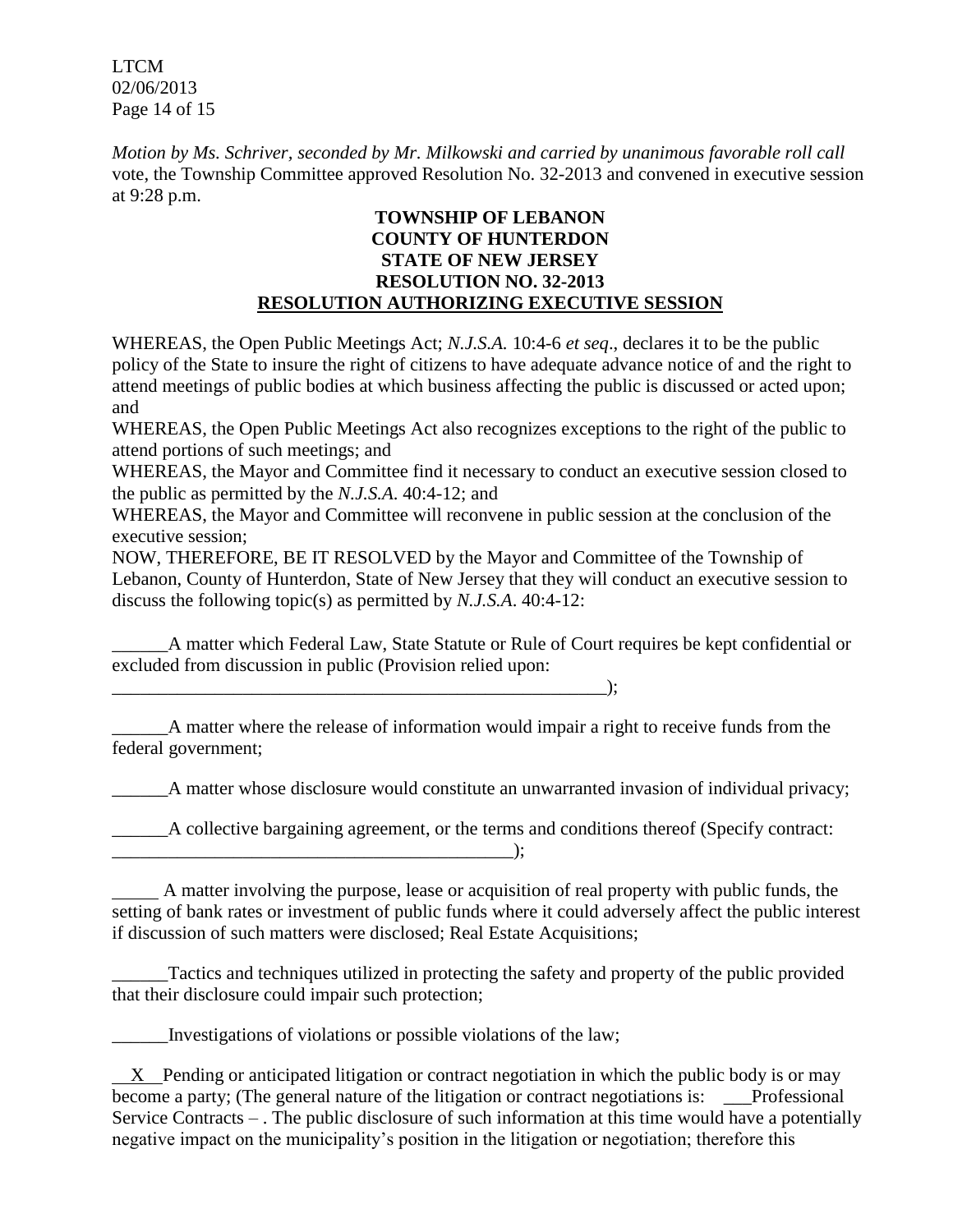*Motion by Ms. Schriver, seconded by Mr. Milkowski and carried by unanimous favorable roll call* vote, the Township Committee approved Resolution No. 32-2013 and convened in executive session at 9:28 p.m.

**TOWNSHIP OF LEBANON**
**COUNTY OF HUNTERDON**
**STATE OF NEW JERSEY**
**RESOLUTION NO. 32-2013**
**RESOLUTION AUTHORIZING EXECUTIVE SESSION**

WHEREAS, the Open Public Meetings Act; *N.J.S.A.* 10:4-6 *et seq*., declares it to be the public policy of the State to insure the right of citizens to have adequate advance notice of and the right to attend meetings of public bodies at which business affecting the public is discussed or acted upon; and

WHEREAS, the Open Public Meetings Act also recognizes exceptions to the right of the public to attend portions of such meetings; and

WHEREAS, the Mayor and Committee find it necessary to conduct an executive session closed to the public as permitted by the *N.J.S.A*. 40:4-12; and

WHEREAS, the Mayor and Committee will reconvene in public session at the conclusion of the executive session;

NOW, THEREFORE, BE IT RESOLVED by the Mayor and Committee of the Township of Lebanon, County of Hunterdon, State of New Jersey that they will conduct an executive session to discuss the following topic(s) as permitted by *N.J.S.A*. 40:4-12:

______A matter which Federal Law, State Statute or Rule of Court requires be kept confidential or excluded from discussion in public (Provision relied upon: ________________________________________________________);

______A matter where the release of information would impair a right to receive funds from the federal government;

______A matter whose disclosure would constitute an unwarranted invasion of individual privacy;

______A collective bargaining agreement, or the terms and conditions thereof (Specify contract: ____________________________________________);

_____ A matter involving the purpose, lease or acquisition of real property with public funds, the setting of bank rates or investment of public funds where it could adversely affect the public interest if discussion of such matters were disclosed; Real Estate Acquisitions;

______Tactics and techniques utilized in protecting the safety and property of the public provided that their disclosure could impair such protection;

______Investigations of violations or possible violations of the law;

__X__Pending or anticipated litigation or contract negotiation in which the public body is or may become a party; (The general nature of the litigation or contract negotiations is: ___Professional Service Contracts – . The public disclosure of such information at this time would have a potentially negative impact on the municipality's position in the litigation or negotiation; therefore this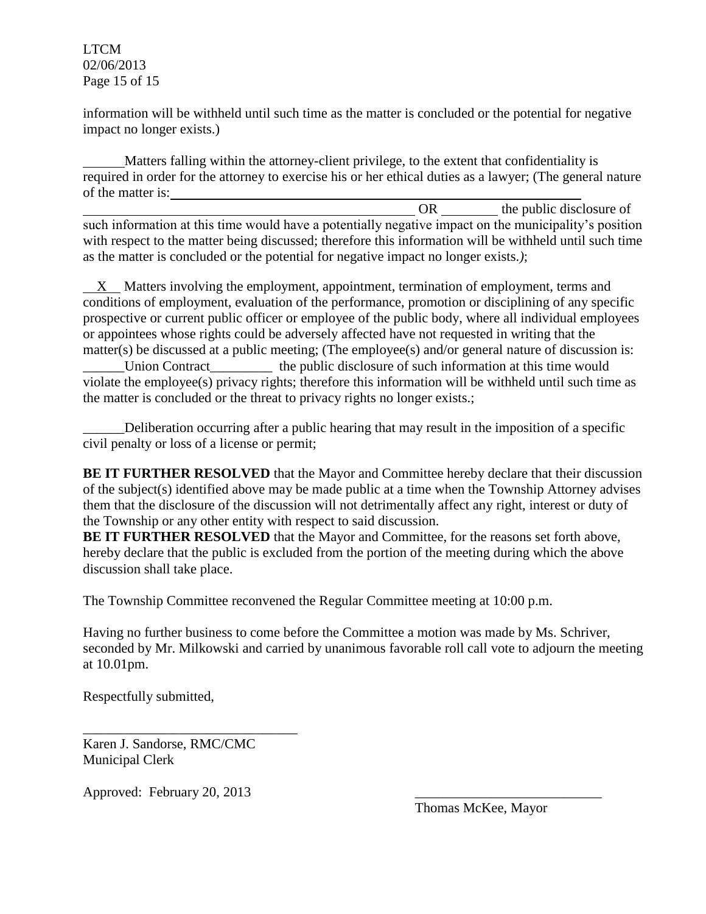information will be withheld until such time as the matter is concluded or the potential for negative impact no longer exists.)

______Matters falling within the attorney-client privilege, to the extent that confidentiality is required in order for the attorney to exercise his or her ethical duties as a lawyer; (The general nature of the matter is: ________________________________________________________________ ________________________________________________ OR ________ the public disclosure of such information at this time would have a potentially negative impact on the municipality's position with respect to the matter being discussed; therefore this information will be withheld until such time as the matter is concluded or the potential for negative impact no longer exists.*)*;

__X__ Matters involving the employment, appointment, termination of employment, terms and conditions of employment, evaluation of the performance, promotion or disciplining of any specific prospective or current public officer or employee of the public body, where all individual employees or appointees whose rights could be adversely affected have not requested in writing that the matter(s) be discussed at a public meeting; (The employee(s) and/or general nature of discussion is: ______Union Contract_________ the public disclosure of such information at this time would violate the employee(s) privacy rights; therefore this information will be withheld until such time as the matter is concluded or the threat to privacy rights no longer exists.;

______Deliberation occurring after a public hearing that may result in the imposition of a specific civil penalty or loss of a license or permit;

**BE IT FURTHER RESOLVED** that the Mayor and Committee hereby declare that their discussion of the subject(s) identified above may be made public at a time when the Township Attorney advises them that the disclosure of the discussion will not detrimentally affect any right, interest or duty of the Township or any other entity with respect to said discussion.
**BE IT FURTHER RESOLVED** that the Mayor and Committee, for the reasons set forth above, hereby declare that the public is excluded from the portion of the meeting during which the above discussion shall take place.

The Township Committee reconvened the Regular Committee meeting at 10:00 p.m.

Having no further business to come before the Committee a motion was made by Ms. Schriver, seconded by Mr. Milkowski and carried by unanimous favorable roll call vote to adjourn the meeting at 10.01pm.

Respectfully submitted,

_______________________________
Karen J. Sandorse, RMC/CMC
Municipal Clerk

Approved: February 20, 2013

___________________________
Thomas McKee, Mayor